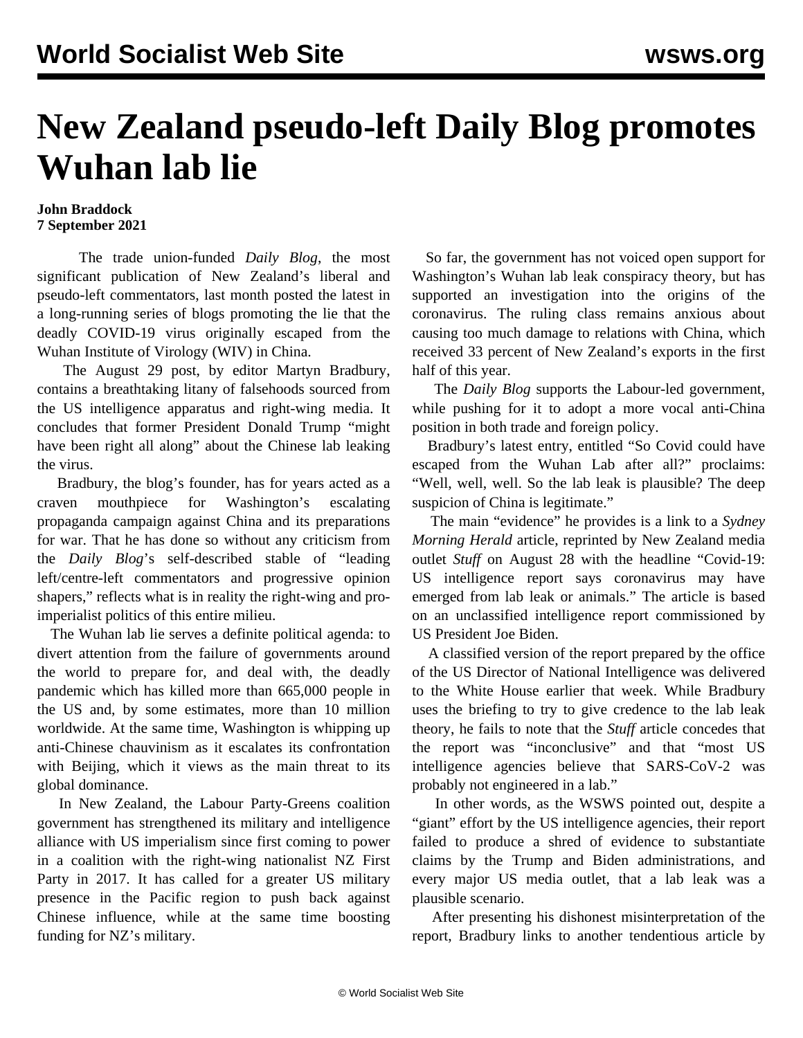# New Zealand pseudo-left Daily Blog promotes Wuhan lab lie

**John Braddock**
**7 September 2021**

The trade union-funded *Daily Blog*, the most significant publication of New Zealand's liberal and pseudo-left commentators, last month posted the latest in a long-running series of blogs promoting the lie that the deadly COVID-19 virus originally escaped from the Wuhan Institute of Virology (WIV) in China.

The August 29 post, by editor Martyn Bradbury, contains a breathtaking litany of falsehoods sourced from the US intelligence apparatus and right-wing media. It concludes that former President Donald Trump "might have been right all along" about the Chinese lab leaking the virus.

Bradbury, the blog's founder, has for years acted as a craven mouthpiece for Washington's escalating propaganda campaign against China and its preparations for war. That he has done so without any criticism from the *Daily Blog*'s self-described stable of "leading left/centre-left commentators and progressive opinion shapers," reflects what is in reality the right-wing and pro-imperialist politics of this entire milieu.

The Wuhan lab lie serves a definite political agenda: to divert attention from the failure of governments around the world to prepare for, and deal with, the deadly pandemic which has killed more than 665,000 people in the US and, by some estimates, more than 10 million worldwide. At the same time, Washington is whipping up anti-Chinese chauvinism as it escalates its confrontation with Beijing, which it views as the main threat to its global dominance.

In New Zealand, the Labour Party-Greens coalition government has strengthened its military and intelligence alliance with US imperialism since first coming to power in a coalition with the right-wing nationalist NZ First Party in 2017. It has called for a greater US military presence in the Pacific region to push back against Chinese influence, while at the same time boosting funding for NZ's military.

So far, the government has not voiced open support for Washington's Wuhan lab leak conspiracy theory, but has supported an investigation into the origins of the coronavirus. The ruling class remains anxious about causing too much damage to relations with China, which received 33 percent of New Zealand's exports in the first half of this year.

The *Daily Blog* supports the Labour-led government, while pushing for it to adopt a more vocal anti-China position in both trade and foreign policy.

Bradbury's latest entry, entitled "So Covid could have escaped from the Wuhan Lab after all?" proclaims: "Well, well, well. So the lab leak is plausible? The deep suspicion of China is legitimate."

The main "evidence" he provides is a link to a *Sydney Morning Herald* article, reprinted by New Zealand media outlet *Stuff* on August 28 with the headline "Covid-19: US intelligence report says coronavirus may have emerged from lab leak or animals." The article is based on an unclassified intelligence report commissioned by US President Joe Biden.

A classified version of the report prepared by the office of the US Director of National Intelligence was delivered to the White House earlier that week. While Bradbury uses the briefing to try to give credence to the lab leak theory, he fails to note that the *Stuff* article concedes that the report was "inconclusive" and that "most US intelligence agencies believe that SARS-CoV-2 was probably not engineered in a lab."

In other words, as the WSWS pointed out, despite a "giant" effort by the US intelligence agencies, their report failed to produce a shred of evidence to substantiate claims by the Trump and Biden administrations, and every major US media outlet, that a lab leak was a plausible scenario.

After presenting his dishonest misinterpretation of the report, Bradbury links to another tendentious article by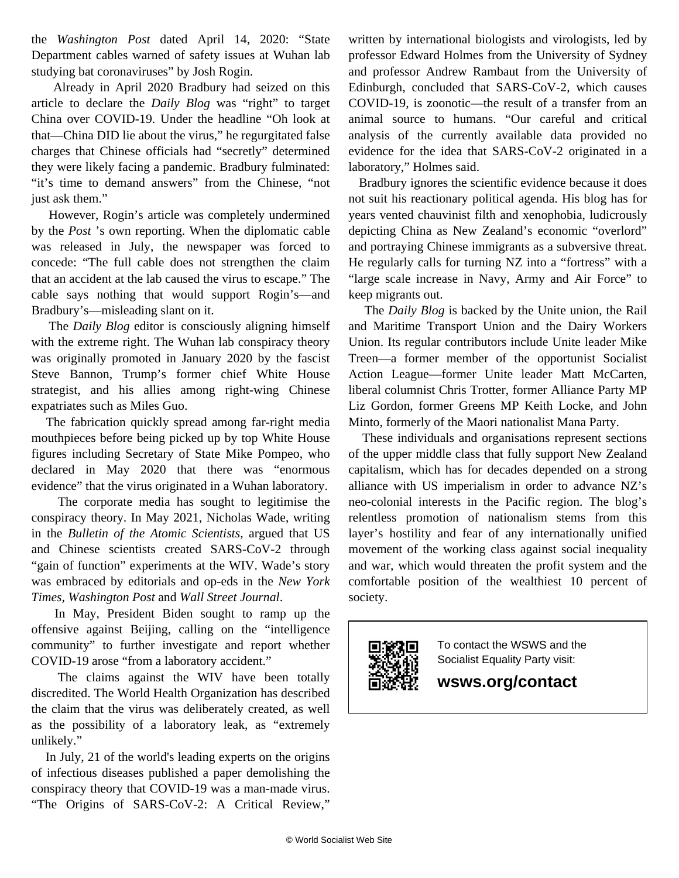the *Washington Post* dated April 14, 2020: "State Department cables warned of safety issues at Wuhan lab studying bat coronaviruses" by Josh Rogin.

Already in April 2020 Bradbury had seized on this article to declare the *Daily Blog* was "right" to target China over COVID-19. Under the headline "Oh look at that—China DID lie about the virus," he regurgitated false charges that Chinese officials had "secretly" determined they were likely facing a pandemic. Bradbury fulminated: "it's time to demand answers" from the Chinese, "not just ask them."

However, Rogin's article was completely undermined by the *Post* 's own reporting. When the diplomatic cable was released in July, the newspaper was forced to concede: "The full cable does not strengthen the claim that an accident at the lab caused the virus to escape." The cable says nothing that would support Rogin's—and Bradbury's—misleading slant on it.

The *Daily Blog* editor is consciously aligning himself with the extreme right. The Wuhan lab conspiracy theory was originally promoted in January 2020 by the fascist Steve Bannon, Trump's former chief White House strategist, and his allies among right-wing Chinese expatriates such as Miles Guo.

The fabrication quickly spread among far-right media mouthpieces before being picked up by top White House figures including Secretary of State Mike Pompeo, who declared in May 2020 that there was "enormous evidence" that the virus originated in a Wuhan laboratory.

The corporate media has sought to legitimise the conspiracy theory. In May 2021, Nicholas Wade, writing in the *Bulletin of the Atomic Scientists*, argued that US and Chinese scientists created SARS-CoV-2 through "gain of function" experiments at the WIV. Wade's story was embraced by editorials and op-eds in the *New York Times*, *Washington Post* and *Wall Street Journal*.

In May, President Biden sought to ramp up the offensive against Beijing, calling on the "intelligence community" to further investigate and report whether COVID-19 arose "from a laboratory accident."

The claims against the WIV have been totally discredited. The World Health Organization has described the claim that the virus was deliberately created, as well as the possibility of a laboratory leak, as "extremely unlikely."

In July, 21 of the world's leading experts on the origins of infectious diseases published a paper demolishing the conspiracy theory that COVID-19 was a man-made virus. "The Origins of SARS-CoV-2: A Critical Review," written by international biologists and virologists, led by professor Edward Holmes from the University of Sydney and professor Andrew Rambaut from the University of Edinburgh, concluded that SARS-CoV-2, which causes COVID-19, is zoonotic—the result of a transfer from an animal source to humans. "Our careful and critical analysis of the currently available data provided no evidence for the idea that SARS-CoV-2 originated in a laboratory," Holmes said.

Bradbury ignores the scientific evidence because it does not suit his reactionary political agenda. His blog has for years vented chauvinist filth and xenophobia, ludicrously depicting China as New Zealand's economic "overlord" and portraying Chinese immigrants as a subversive threat. He regularly calls for turning NZ into a "fortress" with a "large scale increase in Navy, Army and Air Force" to keep migrants out.

The *Daily Blog* is backed by the Unite union, the Rail and Maritime Transport Union and the Dairy Workers Union. Its regular contributors include Unite leader Mike Treen—a former member of the opportunist Socialist Action League—former Unite leader Matt McCarten, liberal columnist Chris Trotter, former Alliance Party MP Liz Gordon, former Greens MP Keith Locke, and John Minto, formerly of the Maori nationalist Mana Party.

These individuals and organisations represent sections of the upper middle class that fully support New Zealand capitalism, which has for decades depended on a strong alliance with US imperialism in order to advance NZ's neo-colonial interests in the Pacific region. The blog's relentless promotion of nationalism stems from this layer's hostility and fear of any internationally unified movement of the working class against social inequality and war, which would threaten the profit system and the comfortable position of the wealthiest 10 percent of society.

To contact the WSWS and the Socialist Equality Party visit:

**wsws.org/contact**